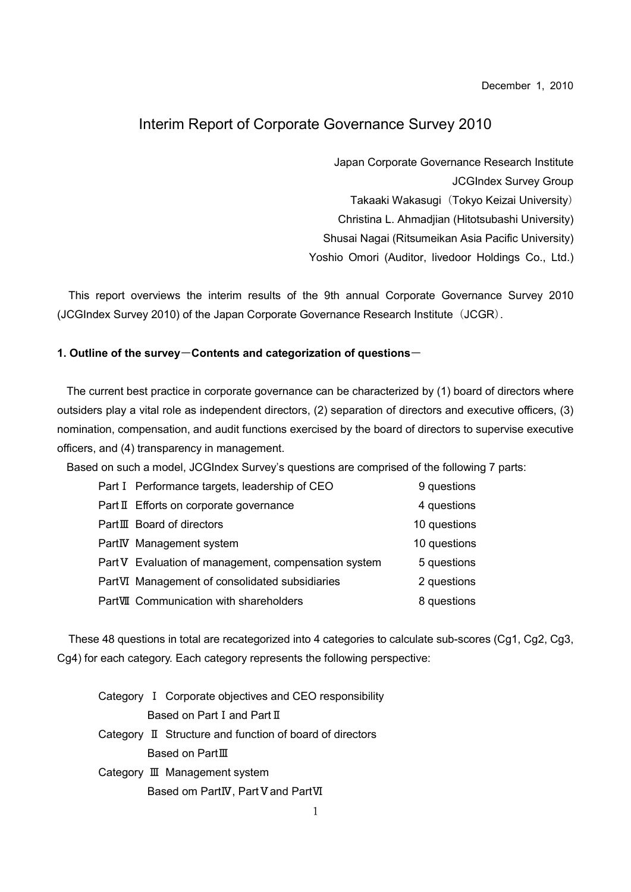December 1, 2010

# Interim Report of Corporate Governance Survey 2010

Japan Corporate Governance Research Institute
JCGIndex Survey Group
Takaaki Wakasugi（Tokyo Keizai University）
Christina L. Ahmadjian (Hitotsubashi University)
Shusai Nagai (Ritsumeikan Asia Pacific University)
Yoshio Omori (Auditor, livedoor Holdings Co., Ltd.)

This report overviews the interim results of the 9th annual Corporate Governance Survey 2010 (JCGIndex Survey 2010) of the Japan Corporate Governance Research Institute（JCGR）.

### 1. Outline of the survey－Contents and categorization of questions－

The current best practice in corporate governance can be characterized by (1) board of directors where outsiders play a vital role as independent directors, (2) separation of directors and executive officers, (3) nomination, compensation, and audit functions exercised by the board of directors to supervise executive officers, and (4) transparency in management.

Based on such a model, JCGIndex Survey's questions are comprised of the following 7 parts:

| | | |
|---|---|---|
| PartⅠ | Performance targets, leadership of CEO | 9 questions |
| PartⅡ | Efforts on corporate governance | 4 questions |
| PartⅢ | Board of directors | 10 questions |
| PartⅣ | Management system | 10 questions |
| PartⅤ | Evaluation of management, compensation system | 5 questions |
| PartⅥ | Management of consolidated subsidiaries | 2 questions |
| PartⅦ | Communication with shareholders | 8 questions |

These 48 questions in total are recategorized into 4 categories to calculate sub-scores (Cg1, Cg2, Cg3, Cg4) for each category. Each category represents the following perspective:

Category Ⅰ Corporate objectives and CEO responsibility
Based on PartⅠ and PartⅡ

Category Ⅱ Structure and function of board of directors
Based on PartⅢ

Category Ⅲ Management system
Based om PartⅣ, PartⅤ and PartⅥ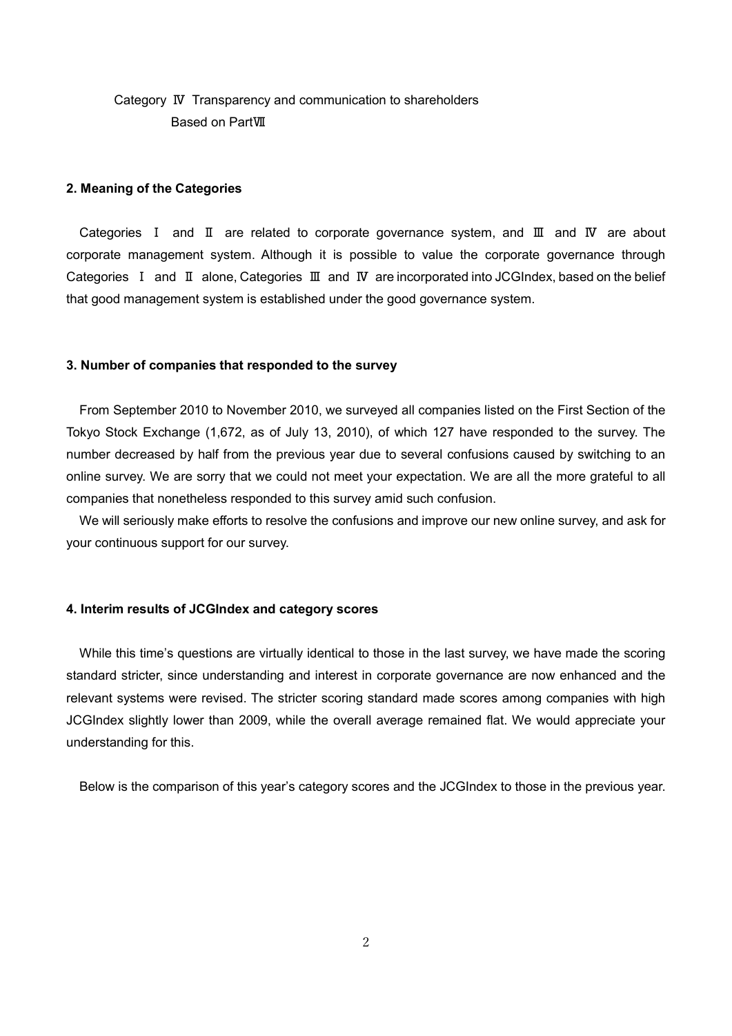Category Ⅳ Transparency and communication to shareholders
Based on PartⅦ

#### 2. Meaning of the Categories

Categories Ⅰ and Ⅱ are related to corporate governance system, and Ⅲ and Ⅳ are about corporate management system. Although it is possible to value the corporate governance through Categories Ⅰ and Ⅱ alone, Categories Ⅲ and Ⅳ are incorporated into JCGIndex, based on the belief that good management system is established under the good governance system.

#### 3. Number of companies that responded to the survey

From September 2010 to November 2010, we surveyed all companies listed on the First Section of the Tokyo Stock Exchange (1,672, as of July 13, 2010), of which 127 have responded to the survey. The number decreased by half from the previous year due to several confusions caused by switching to an online survey. We are sorry that we could not meet your expectation. We are all the more grateful to all companies that nonetheless responded to this survey amid such confusion.

We will seriously make efforts to resolve the confusions and improve our new online survey, and ask for your continuous support for our survey.

#### 4. Interim results of JCGIndex and category scores

While this time's questions are virtually identical to those in the last survey, we have made the scoring standard stricter, since understanding and interest in corporate governance are now enhanced and the relevant systems were revised. The stricter scoring standard made scores among companies with high JCGIndex slightly lower than 2009, while the overall average remained flat. We would appreciate your understanding for this.

Below is the comparison of this year's category scores and the JCGIndex to those in the previous year.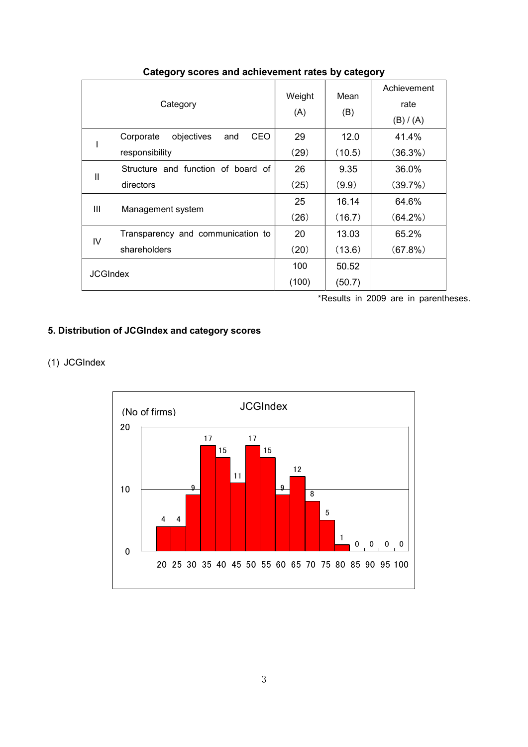**Category scores and achievement rates by category**

| Category | | Weight (A) | Mean (B) | Achievement rate (B) / (A) |
|---|---|---|---|---|
| I | Corporate objectives and CEO responsibility | 29<br>(29) | 12.0<br>(10.5) | 41.4%<br>(36.3%) |
| II | Structure and function of board of directors | 26<br>(25) | 9.35<br>(9.9) | 36.0%<br>(39.7%) |
| III | Management system | 25<br>(26) | 16.14<br>(16.7) | 64.6%<br>(64.2%) |
| IV | Transparency and communication to shareholders | 20<br>(20) | 13.03<br>(13.6) | 65.2%<br>(67.8%) |
| JCGIndex | | 100<br>(100) | 50.52<br>(50.7) | |

*Results in 2009 are in parentheses.

## 5. Distribution of JCGIndex and category scores

(1) JCGIndex

JCGIndex (No of firms)

| Score | 20 | 25 | 30 | 35 | 40 | 45 | 50 | 55 | 60 | 65 | 70 | 75 | 80 | 85 | 90 | 95 |
|---|---|---|---|---|---|---|---|---|---|---|---|---|---|---|---|---|
| No of firms | 4 | 4 | 9 | 17 | 15 | 11 | 17 | 15 | 9 | 12 | 8 | 5 | 1 | 0 | 0 | 0 | 0 |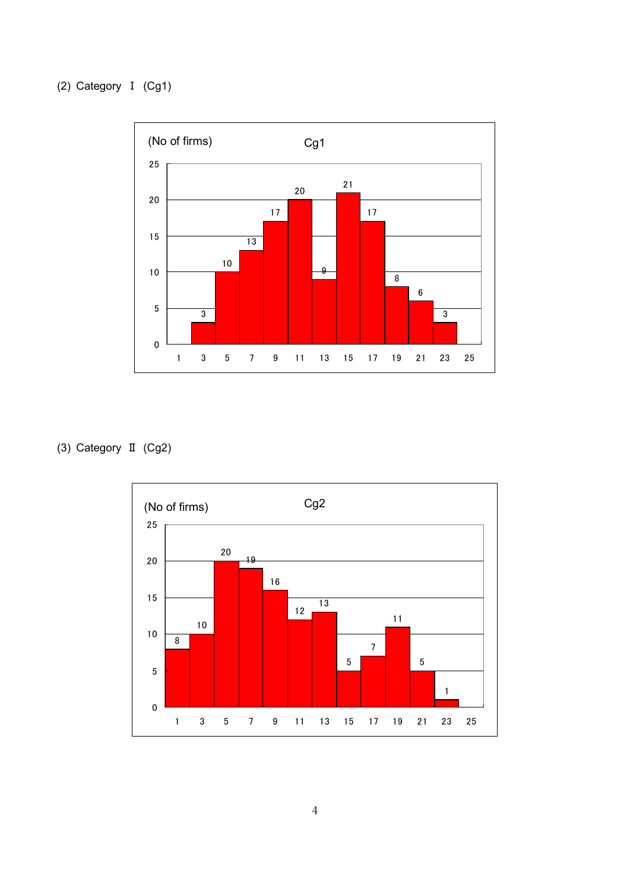(2) Category Ⅰ (Cg1)

**Cg1**

(No of firms)

| | 1 | 3 | 5 | 7 | 9 | 11 | 13 | 15 | 17 | 19 | 21 | 23 | 25 |
|---|---|---|---|---|---|---|---|---|---|---|---|---|---|
| No of firms | | 3 | 10 | 13 | 17 | 20 | 9 | 21 | 17 | 8 | 6 | 3 | |

(3) Category Ⅱ (Cg2)

**Cg2**

(No of firms)

| | 1 | 3 | 5 | 7 | 9 | 11 | 13 | 15 | 17 | 19 | 21 | 23 | 25 |
|---|---|---|---|---|---|---|---|---|---|---|---|---|---|
| No of firms | 8 | 10 | 20 | 19 | 16 | 12 | 13 | 5 | 7 | 11 | 5 | 1 | |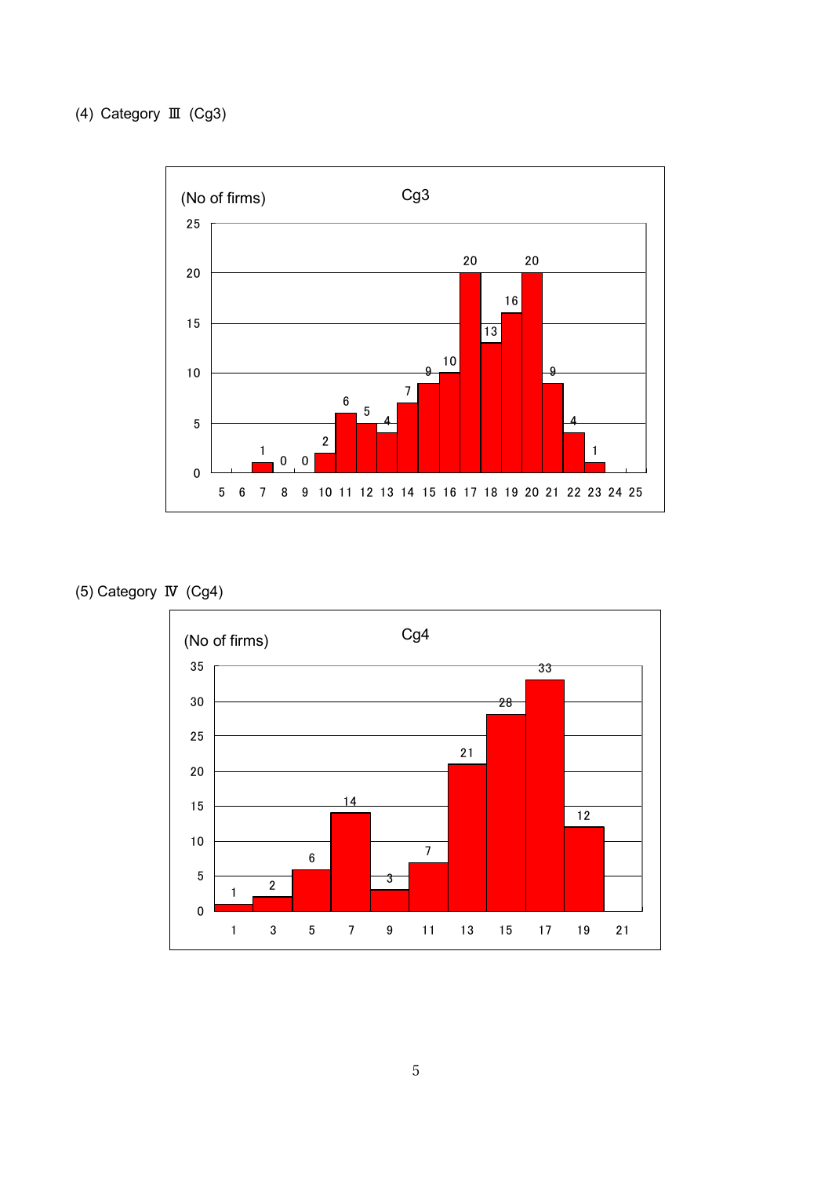(4) Category Ⅲ (Cg3)

(No of firms)

Cg3

25
20
15
10
5
0

1 0 0 2 6 5 4 7 9 10 20 13 16 20 9 4 1

5 6 7 8 9 10 11 12 13 14 15 16 17 18 19 20 21 22 23 24 25

(5) Category Ⅳ (Cg4)

(No of firms)

Cg4

35
30
25
20
15
10
5
0

1 2 6 14 3 7 21 28 33 12

1 3 5 7 9 11 13 15 17 19 21